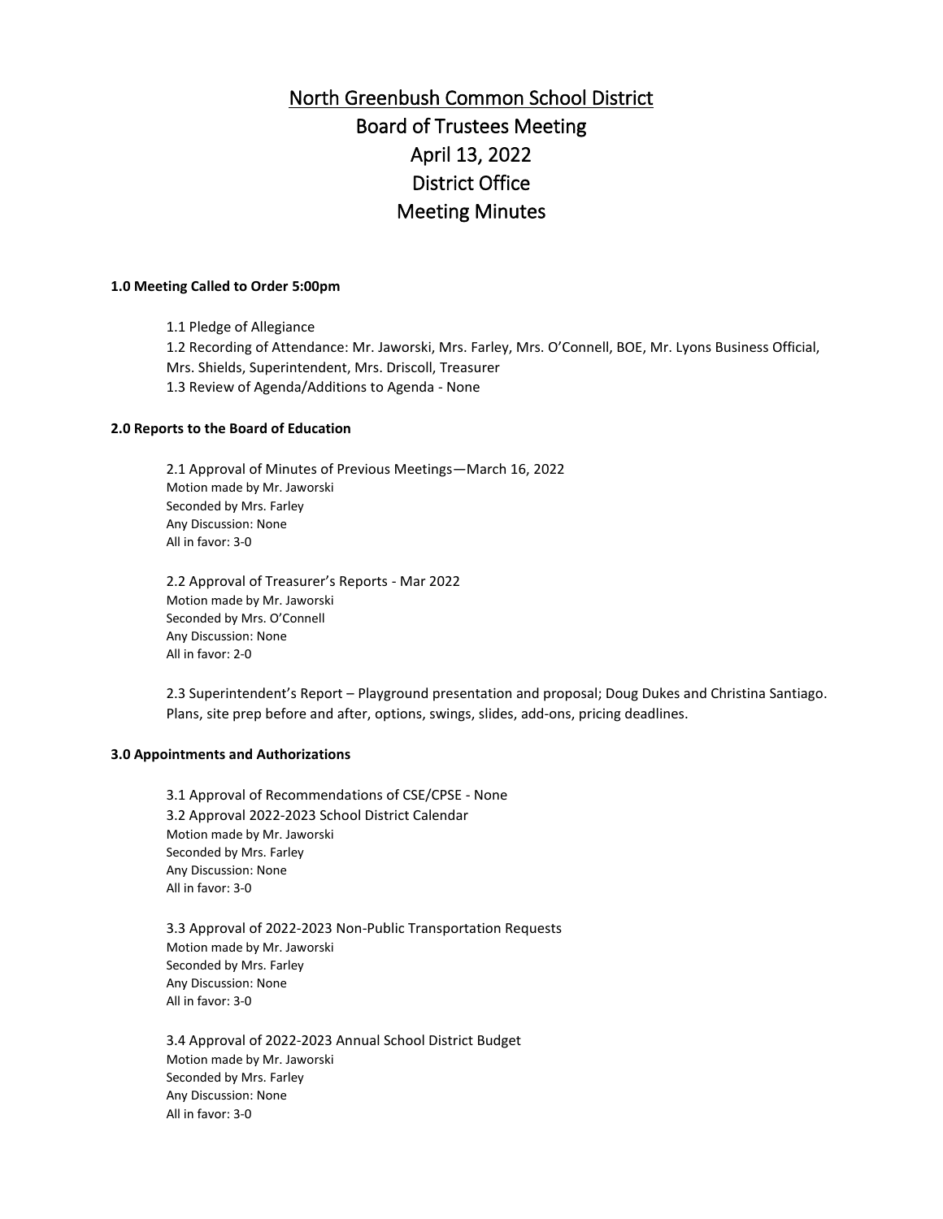# North Greenbush Common School District

## Board of Trustees Meeting

## April 13, 2022

## District Office

## Meeting Minutes

**1.0 Meeting Called to Order 5:00pm**

1.1 Pledge of Allegiance
1.2 Recording of Attendance: Mr. Jaworski, Mrs. Farley, Mrs. O'Connell, BOE, Mr. Lyons Business Official, Mrs. Shields, Superintendent, Mrs. Driscoll, Treasurer
1.3 Review of Agenda/Additions to Agenda - None

**2.0 Reports to the Board of Education**

2.1 Approval of Minutes of Previous Meetings—March 16, 2022
Motion made by Mr. Jaworski
Seconded by Mrs. Farley
Any Discussion: None
All in favor: 3-0

2.2 Approval of Treasurer's Reports - Mar 2022
Motion made by Mr. Jaworski
Seconded by Mrs. O'Connell
Any Discussion: None
All in favor: 2-0

2.3 Superintendent's Report – Playground presentation and proposal; Doug Dukes and Christina Santiago. Plans, site prep before and after, options, swings, slides, add-ons, pricing deadlines.

**3.0 Appointments and Authorizations**

3.1 Approval of Recommendations of CSE/CPSE - None
3.2 Approval 2022-2023 School District Calendar
Motion made by Mr. Jaworski
Seconded by Mrs. Farley
Any Discussion: None
All in favor: 3-0

3.3 Approval of 2022-2023 Non-Public Transportation Requests
Motion made by Mr. Jaworski
Seconded by Mrs. Farley
Any Discussion: None
All in favor: 3-0

3.4 Approval of 2022-2023 Annual School District Budget
Motion made by Mr. Jaworski
Seconded by Mrs. Farley
Any Discussion: None
All in favor: 3-0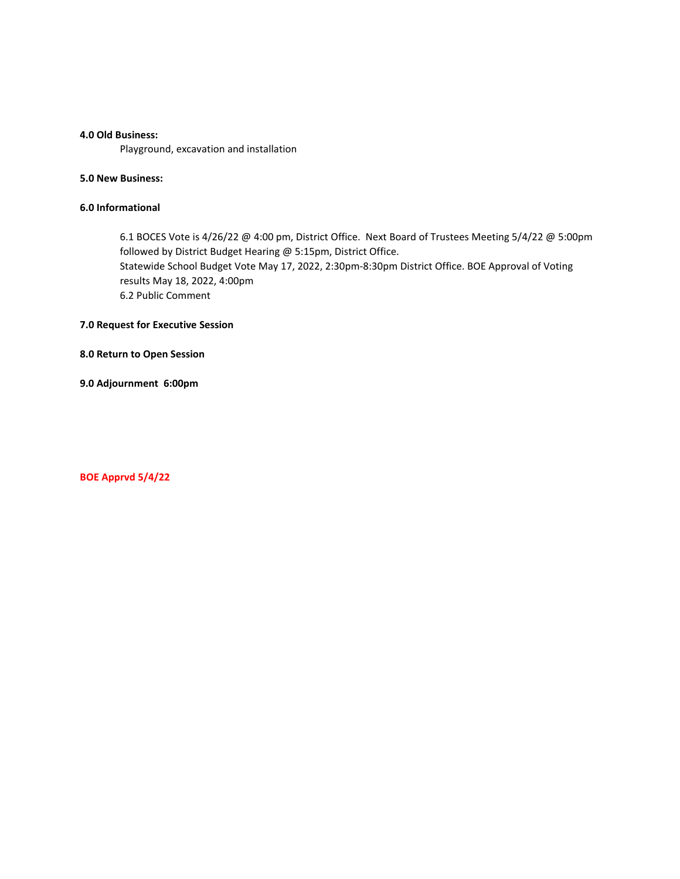**4.0 Old Business:**

Playground, excavation and installation

**5.0 New Business:**

**6.0 Informational**

6.1 BOCES Vote is 4/26/22 @ 4:00 pm, District Office. Next Board of Trustees Meeting 5/4/22 @ 5:00pm followed by District Budget Hearing @ 5:15pm, District Office.
Statewide School Budget Vote May 17, 2022, 2:30pm-8:30pm District Office. BOE Approval of Voting results May 18, 2022, 4:00pm
6.2 Public Comment

**7.0 Request for Executive Session**

**8.0 Return to Open Session**

**9.0 Adjournment 6:00pm**

**BOE Apprvd 5/4/22**